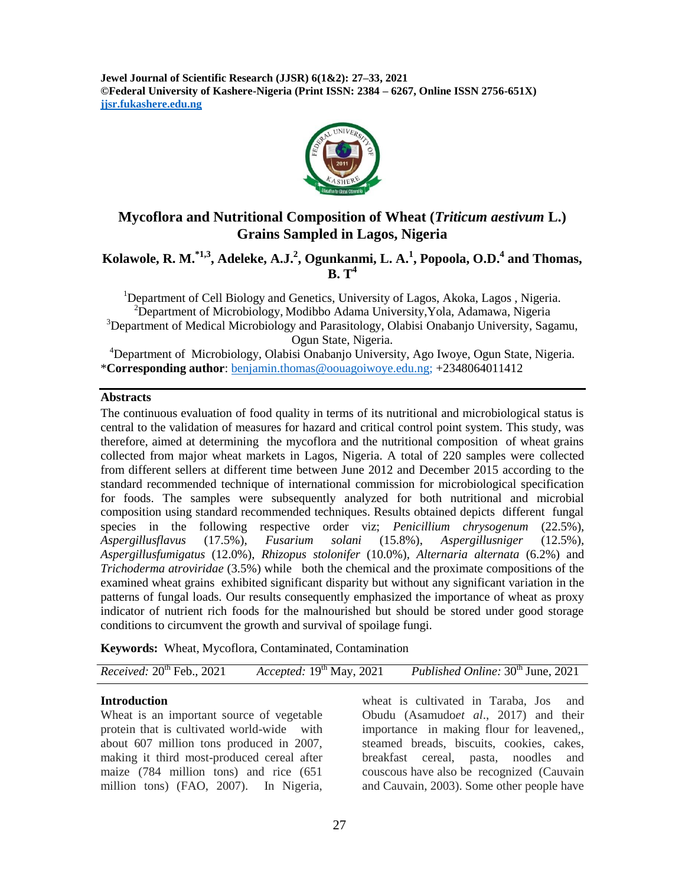Jewel Journal of Scientific Research (JJSR) 6(1&2): 27–33, 2021
©Federal University of Kashere-Nigeria (Print ISSN: 2384 – 6267, Online ISSN 2756-651X)
jjsr.fukashere.edu.ng

# Mycoflora and Nutritional Composition of Wheat (*Triticum aestivum* L.) Grains Sampled in Lagos, Nigeria

**Kolawole, R. M.[*1,3], Adeleke, A.J.[2], Ogunkanmi, L. A.[1], Popoola, O.D.[4] and Thomas, B. T[4]**

[1]Department of Cell Biology and Genetics, University of Lagos, Akoka, Lagos , Nigeria.
[2]Department of Microbiology, Modibbo Adama University,Yola, Adamawa, Nigeria
[3]Department of Medical Microbiology and Parasitology, Olabisi Onabanjo University, Sagamu, Ogun State, Nigeria.
[4]Department of Microbiology, Olabisi Onabanjo University, Ago Iwoye, Ogun State, Nigeria.
***Corresponding author**: benjamin.thomas@oouagoiwoye.edu.ng; +2348064011412

## Abstracts

The continuous evaluation of food quality in terms of its nutritional and microbiological status is central to the validation of measures for hazard and critical control point system. This study, was therefore, aimed at determining the mycoflora and the nutritional composition of wheat grains collected from major wheat markets in Lagos, Nigeria. A total of 220 samples were collected from different sellers at different time between June 2012 and December 2015 according to the standard recommended technique of international commission for microbiological specification for foods. The samples were subsequently analyzed for both nutritional and microbial composition using standard recommended techniques. Results obtained depicts different fungal species in the following respective order viz; *Penicillium chrysogenum* (22.5%), *Aspergillusflavus* (17.5%), *Fusarium solani* (15.8%), *Aspergillusniger* (12.5%), *Aspergillusfumigatus* (12.0%), *Rhizopus stolonifer* (10.0%), *Alternaria alternata* (6.2%) and *Trichoderma atroviridae* (3.5%) while both the chemical and the proximate compositions of the examined wheat grains exhibited significant disparity but without any significant variation in the patterns of fungal loads. Our results consequently emphasized the importance of wheat as proxy indicator of nutrient rich foods for the malnourished but should be stored under good storage conditions to circumvent the growth and survival of spoilage fungi.

**Keywords:** Wheat, Mycoflora, Contaminated, Contamination

*Received:* 20[th] Feb., 2021 *Accepted:* 19[th] May, 2021 *Published Online:* 30[th] June, 2021

## Introduction

Wheat is an important source of vegetable protein that is cultivated world-wide with about 607 million tons produced in 2007, making it third most-produced cereal after maize (784 million tons) and rice (651 million tons) (FAO, 2007). In Nigeria, wheat is cultivated in Taraba, Jos and Obudu (Asamudo*et al*., 2017) and their importance in making flour for leavened,, steamed breads, biscuits, cookies, cakes, breakfast cereal, pasta, noodles and couscous have also be recognized (Cauvain and Cauvain, 2003). Some other people have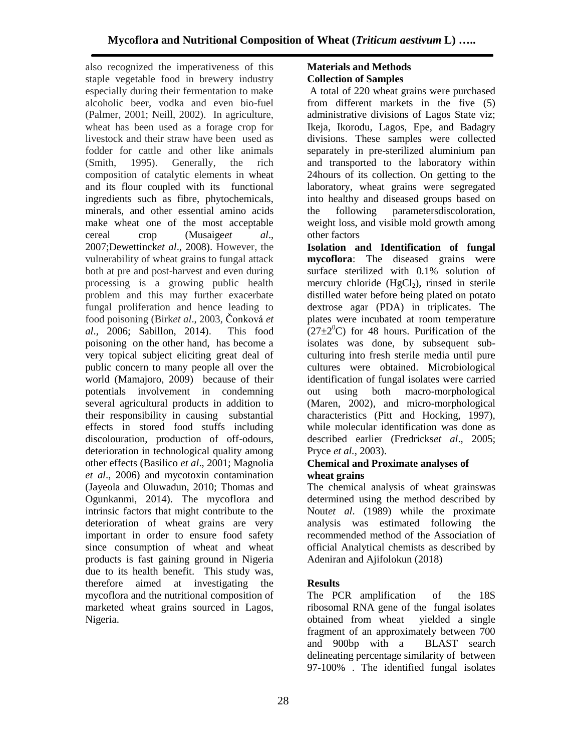also recognized the imperativeness of this staple vegetable food in brewery industry especially during their fermentation to make alcoholic beer, vodka and even bio-fuel (Palmer, 2001; Neill, 2002). In agriculture, wheat has been used as a forage crop for livestock and their straw have been used as fodder for cattle and other like animals (Smith, 1995). Generally, the rich composition of catalytic elements in wheat and its flour coupled with its functional ingredients such as fibre, phytochemicals, minerals, and other essential amino acids make wheat one of the most acceptable cereal crop (Musaige*et al*., 2007;Dewettinck*et al*., 2008). However, the vulnerability of wheat grains to fungal attack both at pre and post-harvest and even during processing is a growing public health problem and this may further exacerbate fungal proliferation and hence leading to food poisoning (Birk*et al*., 2003, Čonková *et al*., 2006; Sabillon, 2014). This food poisoning on the other hand, has become a very topical subject eliciting great deal of public concern to many people all over the world (Mamajoro, 2009) because of their potentials involvement in condemning several agricultural products in addition to their responsibility in causing substantial effects in stored food stuffs including discolouration, production of off-odours, deterioration in technological quality among other effects (Basilico *et al*., 2001; Magnolia *et al*., 2006) and mycotoxin contamination (Jayeola and Oluwadun, 2010; Thomas and Ogunkanmi, 2014). The mycoflora and intrinsic factors that might contribute to the deterioration of wheat grains are very important in order to ensure food safety since consumption of wheat and wheat products is fast gaining ground in Nigeria due to its health benefit. This study was, therefore aimed at investigating the mycoflora and the nutritional composition of marketed wheat grains sourced in Lagos, Nigeria.

## Materials and Methods

### Collection of Samples

A total of 220 wheat grains were purchased from different markets in the five (5) administrative divisions of Lagos State viz; Ikeja, Ikorodu, Lagos, Epe, and Badagry divisions. These samples were collected separately in pre-sterilized aluminium pan and transported to the laboratory within 24hours of its collection. On getting to the laboratory, wheat grains were segregated into healthy and diseased groups based on the following parametersdiscoloration, weight loss, and visible mold growth among other factors

**Isolation and Identification of fungal mycoflora**: The diseased grains were surface sterilized with 0.1% solution of mercury chloride ($HgCl_2$), rinsed in sterile distilled water before being plated on potato dextrose agar (PDA) in triplicates. The plates were incubated at room temperature ($27\pm2^0$C) for 48 hours. Purification of the isolates was done, by subsequent sub-culturing into fresh sterile media until pure cultures were obtained. Microbiological identification of fungal isolates were carried out using both macro-morphological (Maren, 2002), and micro-morphological characteristics (Pitt and Hocking, 1997), while molecular identification was done as described earlier (Fredricks*et al*., 2005; Pryce *et al.*, 2003).

### Chemical and Proximate analyses of wheat grains

The chemical analysis of wheat grainswas determined using the method described by Nout*et al*. (1989) while the proximate analysis was estimated following the recommended method of the Association of official Analytical chemists as described by Adeniran and Ajifolokun (2018)

## Results

The PCR amplification of the 18S ribosomal RNA gene of the fungal isolates obtained from wheat yielded a single fragment of an approximately between 700 and 900bp with a BLAST search delineating percentage similarity of between 97-100% . The identified fungal isolates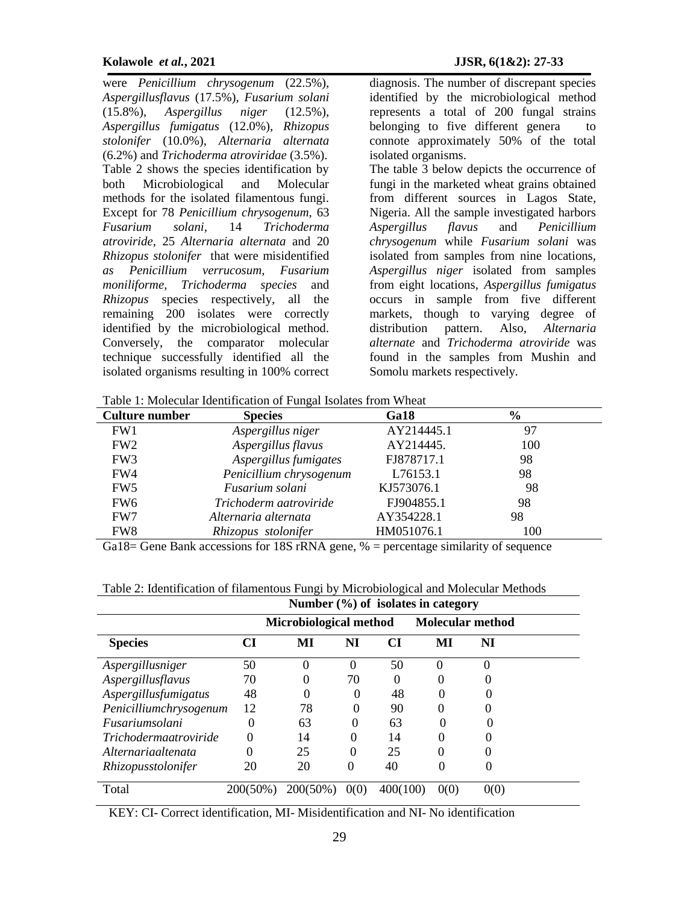were *Penicillium chrysogenum* (22.5%), *Aspergillusflavus* (17.5%), *Fusarium solani* (15.8%), *Aspergillus niger* (12.5%), *Aspergillus fumigatus* (12.0%), *Rhizopus stolonifer* (10.0%), *Alternaria alternata* (6.2%) and *Trichoderma atroviridae* (3.5%). Table 2 shows the species identification by both Microbiological and Molecular methods for the isolated filamentous fungi. Except for 78 *Penicillium chrysogenum*, 63 *Fusarium solani*, 14 *Trichoderma atroviride*, 25 *Alternaria alternata* and 20 *Rhizopus stolonifer* that were misidentified *as Penicillium verrucosum, Fusarium moniliforme, Trichoderma species* and *Rhizopus* species respectively, all the remaining 200 isolates were correctly identified by the microbiological method. Conversely, the comparator molecular technique successfully identified all the isolated organisms resulting in 100% correct diagnosis. The number of discrepant species identified by the microbiological method represents a total of 200 fungal strains belonging to five different genera to connote approximately 50% of the total isolated organisms.

The table 3 below depicts the occurrence of fungi in the marketed wheat grains obtained from different sources in Lagos State, Nigeria. All the sample investigated harbors *Aspergillus flavus* and *Penicillium chrysogenum* while *Fusarium solani* was isolated from samples from nine locations, *Aspergillus niger* isolated from samples from eight locations, *Aspergillus fumigatus* occurs in sample from five different markets, though to varying degree of distribution pattern. Also, *Alternaria alternate* and *Trichoderma atroviride* was found in the samples from Mushin and Somolu markets respectively.

Table 1: Molecular Identification of Fungal Isolates from Wheat

| Culture number | Species | Ga18 | % |
|---|---|---|---|
| FW1 | *Aspergillus niger* | AY214445.1 | 97 |
| FW2 | *Aspergillus flavus* | AY214445. | 100 |
| FW3 | *Aspergillus fumigates* | FJ878717.1 | 98 |
| FW4 | *Penicillium chrysogenum* | L76153.1 | 98 |
| FW5 | *Fusarium solani* | KJ573076.1 | 98 |
| FW6 | *Trichoderm aatroviride* | FJ904855.1 | 98 |
| FW7 | *Alternaria alternata* | AY354228.1 | 98 |
| FW8 | *Rhizopus stolonifer* | HM051076.1 | 100 |

Ga18= Gene Bank accessions for 18S rRNA gene, % = percentage similarity of sequence

Table 2: Identification of filamentous Fungi by Microbiological and Molecular Methods

| | Number (%) of isolates in category | | | | | |
|---|---|---|---|---|---|---|
| | Microbiological method | | | Molecular method | | |
| **Species** | **CI** | **MI** | **NI** | **CI** | **MI** | **NI** |
| *Aspergillusniger* | 50 | 0 | 0 | 50 | 0 | 0 |
| *Aspergillusflavus* | 70 | 0 | 70 | 0 | 0 | 0 |
| *Aspergillusfumigatus* | 48 | 0 | 0 | 48 | 0 | 0 |
| *Penicilliumchrysogenum* | 12 | 78 | 0 | 90 | 0 | 0 |
| *Fusariumsolani* | 0 | 63 | 0 | 63 | 0 | 0 |
| *Trichodermaatroviride* | 0 | 14 | 0 | 14 | 0 | 0 |
| *Alternariaaltenata* | 0 | 25 | 0 | 25 | 0 | 0 |
| *Rhizopusstolonifer* | 20 | 20 | 0 | 40 | 0 | 0 |
| Total | 200(50%) | 200(50%) | 0(0) | 400(100) | 0(0) | 0(0) |

KEY: CI- Correct identification, MI- Misidentification and NI- No identification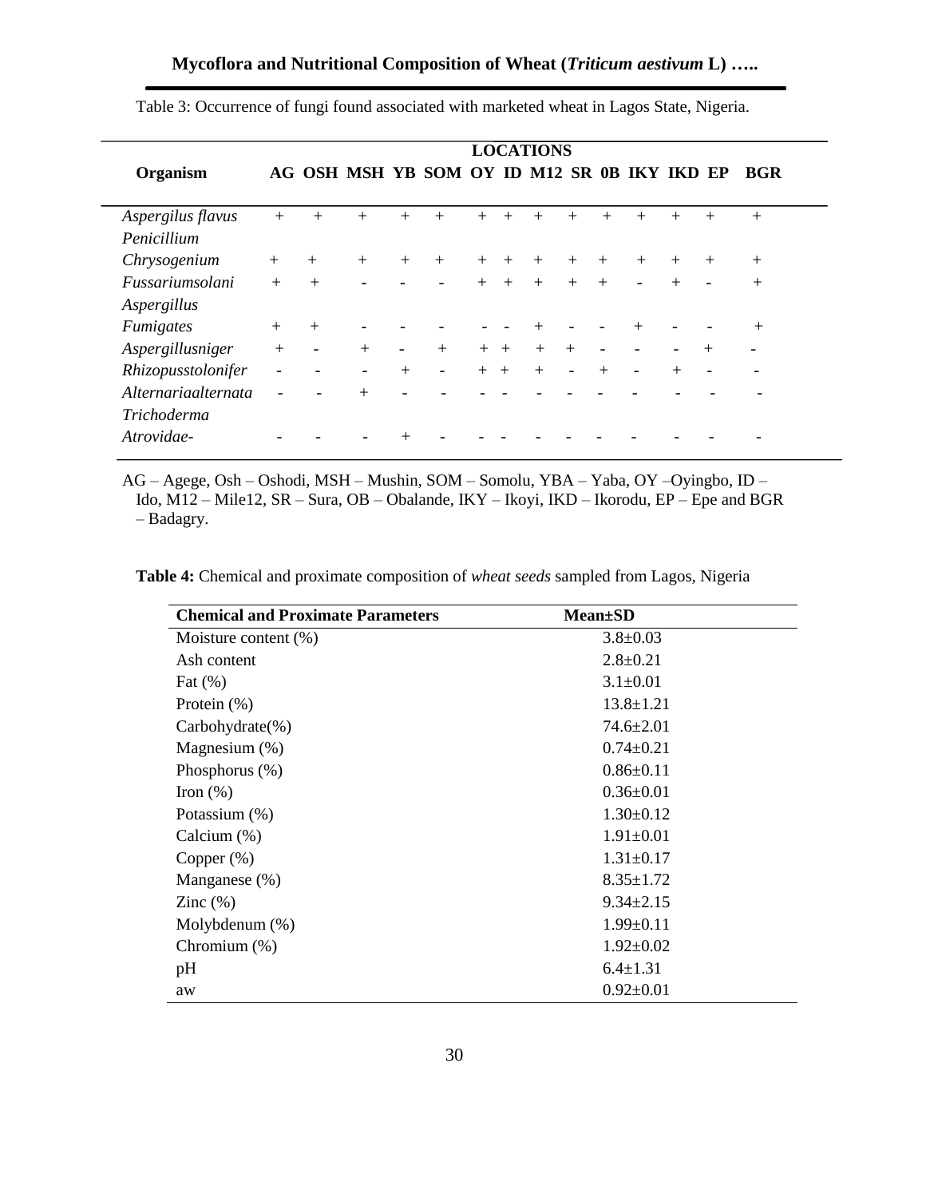Table 3: Occurrence of fungi found associated with marketed wheat in Lagos State, Nigeria.

| Organism | LOCATIONS | | | | | | | | | | | | | |
|---|---|---|---|---|---|---|---|---|---|---|---|---|---|---|
| | AG | OSH | MSH | YB | SOM | OY | ID | M12 | SR | 0B | IKY | IKD | EP | BGR |
| *Aspergilus flavus* | + | + | + | + | + | + | + | + | + | + | + | + | + | + |
| *Penicillium Chrysogenium* | + | + | + | + | + | + | + | + | + | + | + | + | + | + |
| *Fussariumsolani* | + | + | - | - | - | + | + | + | + | + | - | + | - | + |
| *Aspergillus Fumigates* | + | + | - | - | - | - | - | + | - | - | + | - | - | + |
| *Aspergillusniger* | + | - | + | - | + | + | + | + | + | - | - | - | + | - |
| *Rhizopusstolonifer* | - | - | - | + | - | + | + | + | - | + | - | + | - | - |
| *Alternariaalternata* | - | - | + | - | - | - | - | - | - | - | - | - | - | - |
| *Trichoderma Atrovidae-* | - | - | - | + | - | - | - | - | - | - | - | - | - | - |

AG – Agege, Osh – Oshodi, MSH – Mushin, SOM – Somolu, YBA – Yaba, OY –Oyingbo, ID – Ido, M12 – Mile12, SR – Sura, OB – Obalande, IKY – Ikoyi, IKD – Ikorodu, EP – Epe and BGR – Badagry.

**Table 4:** Chemical and proximate composition of *wheat seeds* sampled from Lagos, Nigeria

| Chemical and Proximate Parameters | Mean±SD |
|---|---|
| Moisture content (%) | 3.8±0.03 |
| Ash content | 2.8±0.21 |
| Fat (%) | 3.1±0.01 |
| Protein (%) | 13.8±1.21 |
| Carbohydrate(%) | 74.6±2.01 |
| Magnesium (%) | 0.74±0.21 |
| Phosphorus (%) | 0.86±0.11 |
| Iron (%) | 0.36±0.01 |
| Potassium (%) | 1.30±0.12 |
| Calcium (%) | 1.91±0.01 |
| Copper (%) | 1.31±0.17 |
| Manganese (%) | 8.35±1.72 |
| Zinc (%) | 9.34±2.15 |
| Molybdenum (%) | 1.99±0.11 |
| Chromium (%) | 1.92±0.02 |
| pH | 6.4±1.31 |
| aw | 0.92±0.01 |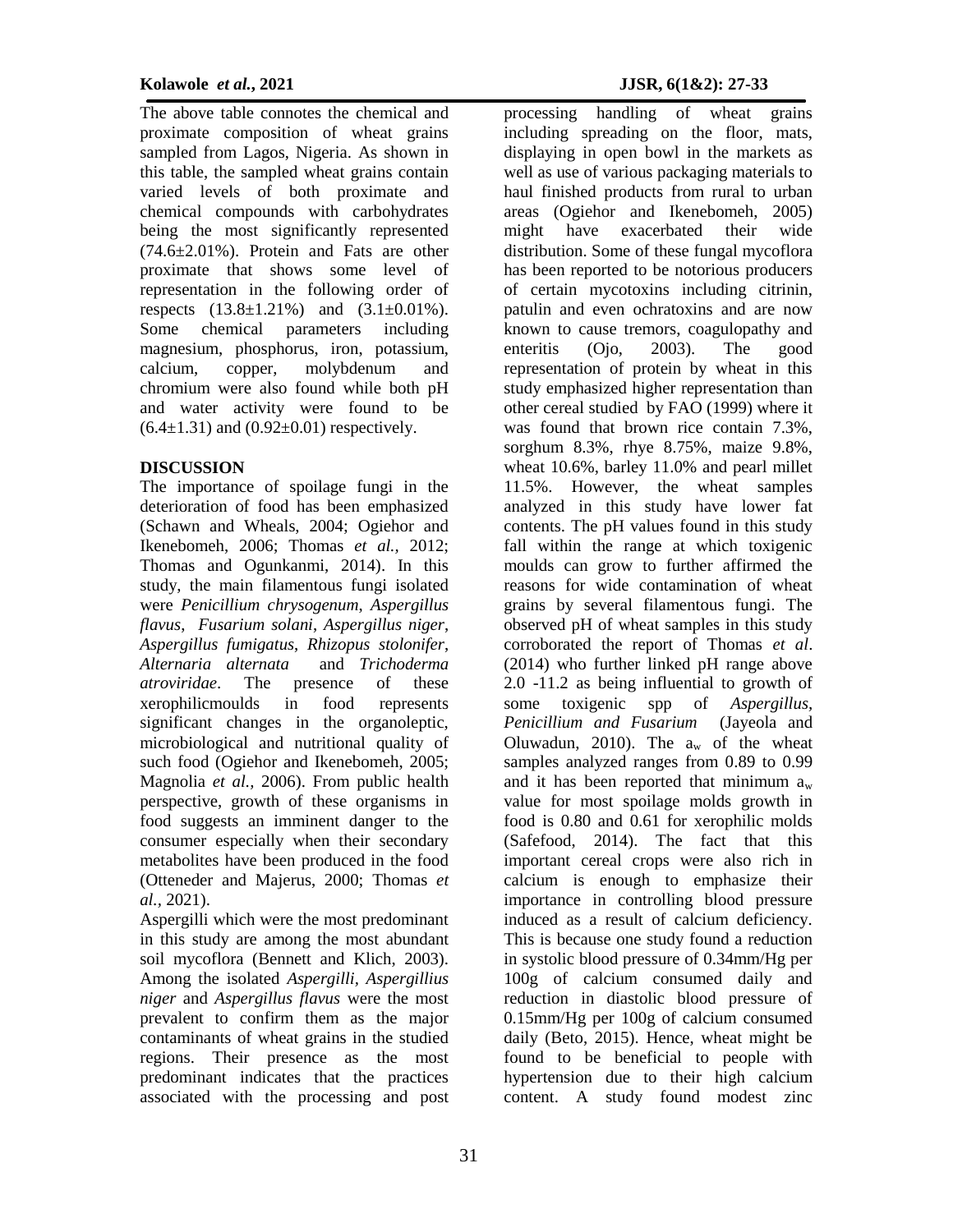The above table connotes the chemical and proximate composition of wheat grains sampled from Lagos, Nigeria. As shown in this table, the sampled wheat grains contain varied levels of both proximate and chemical compounds with carbohydrates being the most significantly represented (74.6±2.01%). Protein and Fats are other proximate that shows some level of representation in the following order of respects (13.8±1.21%) and (3.1±0.01%). Some chemical parameters including magnesium, phosphorus, iron, potassium, calcium, copper, molybdenum and chromium were also found while both pH and water activity were found to be (6.4±1.31) and (0.92±0.01) respectively.

## DISCUSSION

The importance of spoilage fungi in the deterioration of food has been emphasized (Schawn and Wheals, 2004; Ogiehor and Ikenebomeh, 2006; Thomas *et al.,* 2012; Thomas and Ogunkanmi, 2014). In this study, the main filamentous fungi isolated were *Penicillium chrysogenum*, *Aspergillus flavus*, *Fusarium solani*, *Aspergillus niger*, *Aspergillus fumigatus*, *Rhizopus stolonifer*, *Alternaria alternata* and *Trichoderma atroviridae*. The presence of these xerophilicmoulds in food represents significant changes in the organoleptic, microbiological and nutritional quality of such food (Ogiehor and Ikenebomeh, 2005; Magnolia *et al.,* 2006). From public health perspective, growth of these organisms in food suggests an imminent danger to the consumer especially when their secondary metabolites have been produced in the food (Otteneder and Majerus, 2000; Thomas *et al.,* 2021).

Aspergilli which were the most predominant in this study are among the most abundant soil mycoflora (Bennett and Klich, 2003). Among the isolated *Aspergilli, Aspergillius niger* and *Aspergillus flavus* were the most prevalent to confirm them as the major contaminants of wheat grains in the studied regions. Their presence as the most predominant indicates that the practices associated with the processing and post processing handling of wheat grains including spreading on the floor, mats, displaying in open bowl in the markets as well as use of various packaging materials to haul finished products from rural to urban areas (Ogiehor and Ikenebomeh, 2005) might have exacerbated their wide distribution. Some of these fungal mycoflora has been reported to be notorious producers of certain mycotoxins including citrinin, patulin and even ochratoxins and are now known to cause tremors, coagulopathy and enteritis (Ojo, 2003). The good representation of protein by wheat in this study emphasized higher representation than other cereal studied by FAO (1999) where it was found that brown rice contain 7.3%, sorghum 8.3%, rhye 8.75%, maize 9.8%, wheat 10.6%, barley 11.0% and pearl millet 11.5%. However, the wheat samples analyzed in this study have lower fat contents. The pH values found in this study fall within the range at which toxigenic moulds can grow to further affirmed the reasons for wide contamination of wheat grains by several filamentous fungi. The observed pH of wheat samples in this study corroborated the report of Thomas *et al*. (2014) who further linked pH range above 2.0 -11.2 as being influential to growth of some toxigenic spp of *Aspergillus, Penicillium and Fusarium* (Jayeola and Oluwadun, 2010). The $a_w$ of the wheat samples analyzed ranges from 0.89 to 0.99 and it has been reported that minimum $a_w$ value for most spoilage molds growth in food is 0.80 and 0.61 for xerophilic molds (Safefood, 2014). The fact that this important cereal crops were also rich in calcium is enough to emphasize their importance in controlling blood pressure induced as a result of calcium deficiency. This is because one study found a reduction in systolic blood pressure of 0.34mm/Hg per 100g of calcium consumed daily and reduction in diastolic blood pressure of 0.15mm/Hg per 100g of calcium consumed daily (Beto, 2015). Hence, wheat might be found to be beneficial to people with hypertension due to their high calcium content. A study found modest zinc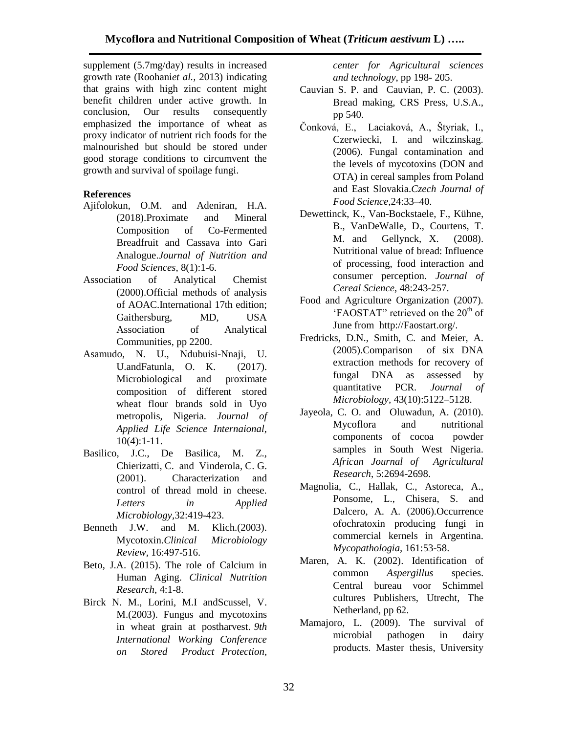supplement (5.7mg/day) results in increased growth rate (Roohani*et al.*, 2013) indicating that grains with high zinc content might benefit children under active growth. In conclusion, Our results consequently emphasized the importance of wheat as proxy indicator of nutrient rich foods for the malnourished but should be stored under good storage conditions to circumvent the growth and survival of spoilage fungi.

**References**

Ajifolokun, O.M. and Adeniran, H.A. (2018).Proximate and Mineral Composition of Co-Fermented Breadfruit and Cassava into Gari Analogue.*Journal of Nutrition and Food Sciences*, 8(1):1-6.

Association of Analytical Chemist (2000).Official methods of analysis of AOAC.International 17th edition; Gaithersburg, MD, USA Association of Analytical Communities, pp 2200.

Asamudo, N. U., Ndubuisi-Nnaji, U. U.andFatunla, O. K. (2017). Microbiological and proximate composition of different stored wheat flour brands sold in Uyo metropolis, Nigeria. *Journal of Applied Life Science Internaional*, 10(4):1-11.

Basilico, J.C., De Basilica, M. Z., Chierizatti, C. and Vinderola, C. G. (2001). Characterization and control of thread mold in cheese. *Letters in Applied Microbiology*,32:419-423.

Benneth J.W. and M. Klich.(2003). Mycotoxin.*Clinical Microbiology Review*, 16:497-516.

Beto, J.A. (2015). The role of Calcium in Human Aging. *Clinical Nutrition Research*, 4:1-8.

Birck N. M., Lorini, M.I andScussel, V. M.(2003). Fungus and mycotoxins in wheat grain at postharvest. *9th International Working Conference on Stored Product Protection, center for Agricultural sciences and technology*, pp 198- 205.

Cauvian S. P. and Cauvian, P. C. (2003). Bread making, CRS Press, U.S.A., pp 540.

Čonková, E., Laciaková, A., Štyriak, I., Czerwiecki, I. and wilczinskag. (2006). Fungal contamination and the levels of mycotoxins (DON and OTA) in cereal samples from Poland and East Slovakia.*Czech Journal of Food Science*,24:33–40.

Dewettinck, K., Van-Bockstaele, F., Kühne, B., VanDeWalle, D., Courtens, T. M. and Gellynck, X. (2008). Nutritional value of bread: Influence of processing, food interaction and consumer perception. *Journal of Cereal Science*, 48:243-257.

Food and Agriculture Organization (2007). 'FAOSTAT" retrieved on the 20th of June from http://Faostart.org/.

Fredricks, D.N., Smith, C. and Meier, A. (2005).Comparison of six DNA extraction methods for recovery of fungal DNA as assessed by quantitative PCR. *Journal of Microbiology*, 43(10):5122–5128.

Jayeola, C. O. and Oluwadun, A. (2010). Mycoflora and nutritional components of cocoa powder samples in South West Nigeria. *African Journal of Agricultural Research*, 5:2694-2698.

Magnolia, C., Hallak, C., Astoreca, A., Ponsome, L., Chisera, S. and Dalcero, A. A. (2006).Occurrence ofochratoxin producing fungi in commercial kernels in Argentina. *Mycopathologia*, 161:53-58.

Maren, A. K. (2002). Identification of common *Aspergillus* species. Central bureau voor Schimmel cultures Publishers, Utrecht, The Netherland, pp 62.

Mamajoro, L. (2009). The survival of microbial pathogen in dairy products. Master thesis, University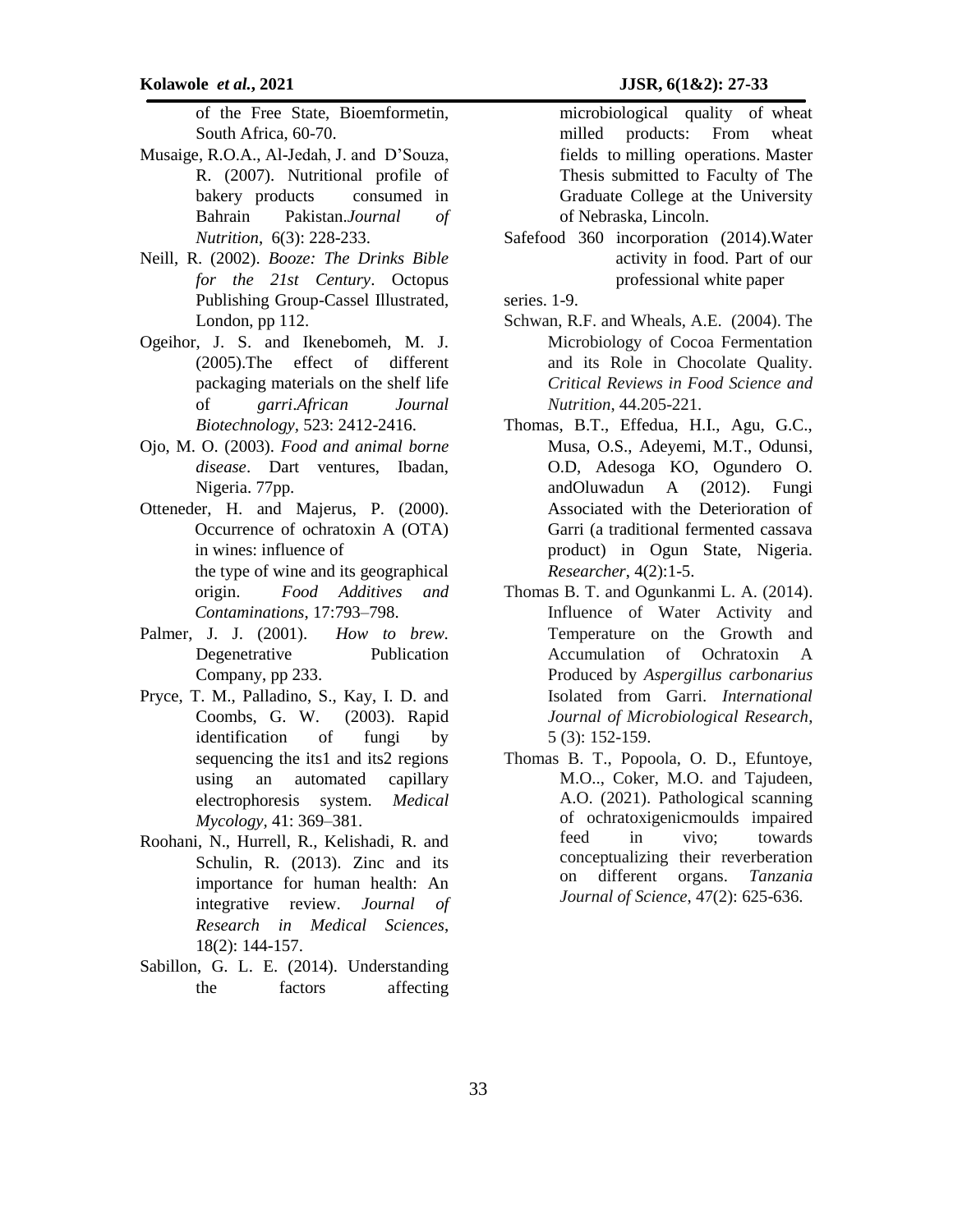of the Free State, Bioemformetin, South Africa, 60-70.

Musaige, R.O.A., Al-Jedah, J. and D'Souza, R. (2007). Nutritional profile of bakery products consumed in Bahrain Pakistan.*Journal of Nutrition*, 6(3): 228-233.

Neill, R. (2002). *Booze: The Drinks Bible for the 21st Century*. Octopus Publishing Group-Cassel Illustrated, London, pp 112.

Ogeihor, J. S. and Ikenebomeh, M. J. (2005).The effect of different packaging materials on the shelf life of *garri*.*African Journal Biotechnology*, 523: 2412-2416.

Ojo, M. O. (2003). *Food and animal borne disease*. Dart ventures, Ibadan, Nigeria. 77pp.

Otteneder, H. and Majerus, P. (2000). Occurrence of ochratoxin A (OTA) in wines: influence of the type of wine and its geographical origin. *Food Additives and Contaminations*, 17:793–798.

Palmer, J. J. (2001). *How to brew.* Degenetrative Publication Company, pp 233.

Pryce, T. M., Palladino, S., Kay, I. D. and Coombs, G. W. (2003). Rapid identification of fungi by sequencing the its1 and its2 regions using an automated capillary electrophoresis system. *Medical Mycology*, 41: 369–381.

Roohani, N., Hurrell, R., Kelishadi, R. and Schulin, R. (2013). Zinc and its importance for human health: An integrative review. *Journal of Research in Medical Sciences*, 18(2): 144-157.

Sabillon, G. L. E. (2014). Understanding the factors affecting microbiological quality of wheat milled products: From wheat fields to milling operations. Master Thesis submitted to Faculty of The Graduate College at the University of Nebraska, Lincoln.

Safefood 360 incorporation (2014).Water activity in food. Part of our professional white paper series. 1-9.

Schwan, R.F. and Wheals, A.E. (2004). The Microbiology of Cocoa Fermentation and its Role in Chocolate Quality. *Critical Reviews in Food Science and Nutrition*, 44.205-221.

Thomas, B.T., Effedua, H.I., Agu, G.C., Musa, O.S., Adeyemi, M.T., Odunsi, O.D, Adesoga KO, Ogundero O. andOluwadun A (2012). Fungi Associated with the Deterioration of Garri (a traditional fermented cassava product) in Ogun State, Nigeria. *Researcher*, 4(2):1-5.

Thomas B. T. and Ogunkanmi L. A. (2014). Influence of Water Activity and Temperature on the Growth and Accumulation of Ochratoxin A Produced by *Aspergillus carbonarius* Isolated from Garri. *International Journal of Microbiological Research*, 5 (3): 152-159.

Thomas B. T., Popoola, O. D., Efuntoye, M.O.., Coker, M.O. and Tajudeen, A.O. (2021). Pathological scanning of ochratoxigenicmoulds impaired feed in vivo; towards conceptualizing their reverberation on different organs. *Tanzania Journal of Science*, 47(2): 625-636.